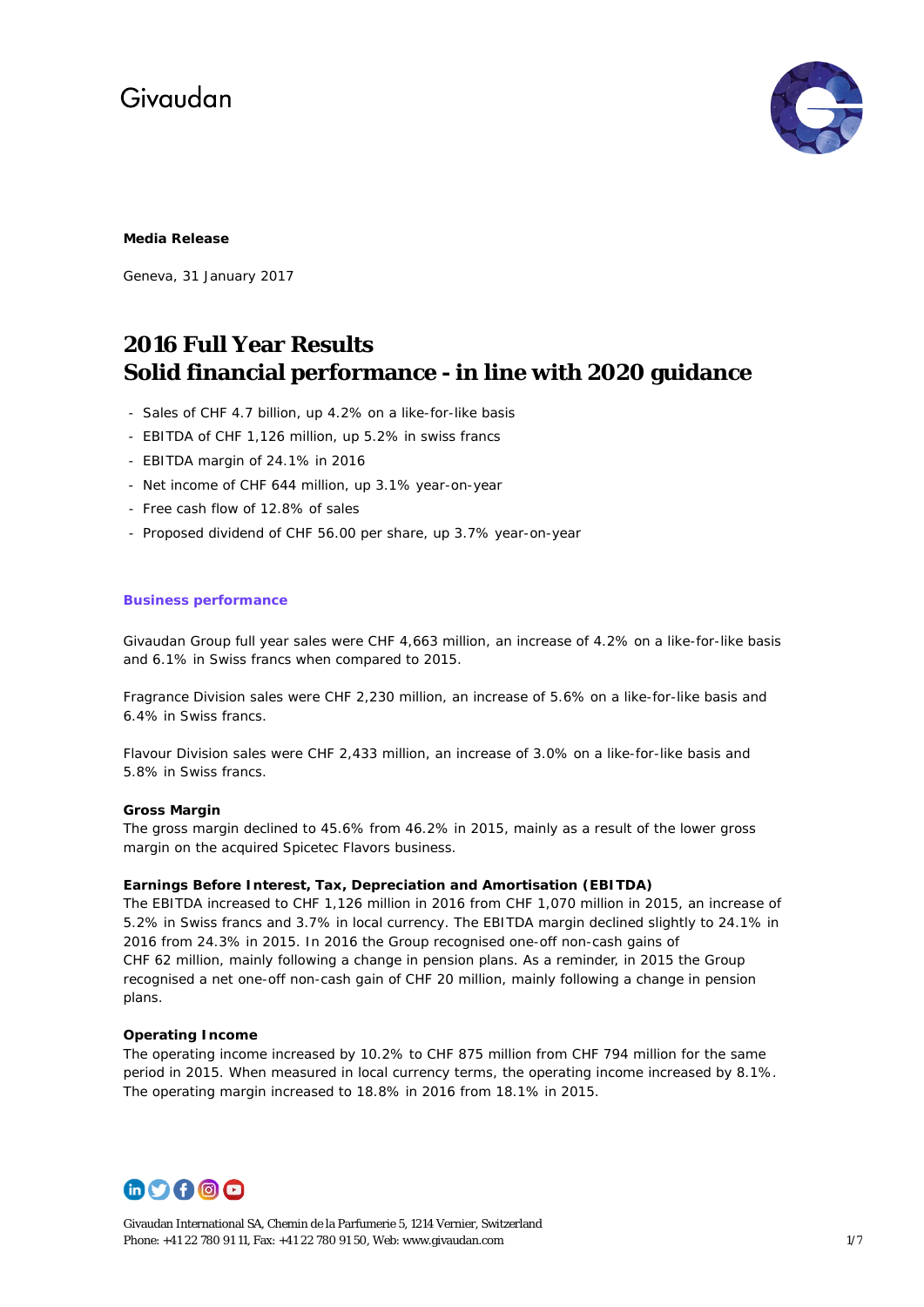Givaudan

**Media Release**

Geneva, 31 January 2017

# 2016 Full Year Results
# Solid financial performance - in line with 2020 guidance

- Sales of CHF 4.7 billion, up 4.2% on a like-for-like basis
- EBITDA of CHF 1,126 million, up 5.2% in swiss francs
- EBITDA margin of 24.1% in 2016
- Net income of CHF 644 million, up 3.1% year-on-year
- Free cash flow of 12.8% of sales
- Proposed dividend of CHF 56.00 per share, up 3.7% year-on-year

## Business performance

Givaudan Group full year sales were CHF 4,663 million, an increase of 4.2% on a like-for-like basis and 6.1% in Swiss francs when compared to 2015.

Fragrance Division sales were CHF 2,230 million, an increase of 5.6% on a like-for-like basis and 6.4% in Swiss francs.

Flavour Division sales were CHF 2,433 million, an increase of 3.0% on a like-for-like basis and 5.8% in Swiss francs.

**Gross Margin**
The gross margin declined to 45.6% from 46.2% in 2015, mainly as a result of the lower gross margin on the acquired Spicetec Flavors business.

**Earnings Before Interest, Tax, Depreciation and Amortisation (EBITDA)**
The EBITDA increased to CHF 1,126 million in 2016 from CHF 1,070 million in 2015, an increase of 5.2% in Swiss francs and 3.7% in local currency. The EBITDA margin declined slightly to 24.1% in 2016 from 24.3% in 2015. In 2016 the Group recognised one-off non-cash gains of CHF 62 million, mainly following a change in pension plans. As a reminder, in 2015 the Group recognised a net one-off non-cash gain of CHF 20 million, mainly following a change in pension plans.

**Operating Income**
The operating income increased by 10.2% to CHF 875 million from CHF 794 million for the same period in 2015. When measured in local currency terms, the operating income increased by 8.1%. The operating margin increased to 18.8% in 2016 from 18.1% in 2015.

Givaudan International SA, Chemin de la Parfumerie 5, 1214 Vernier, Switzerland
Phone: +41 22 780 91 11, Fax: +41 22 780 91 50, Web: www.givaudan.com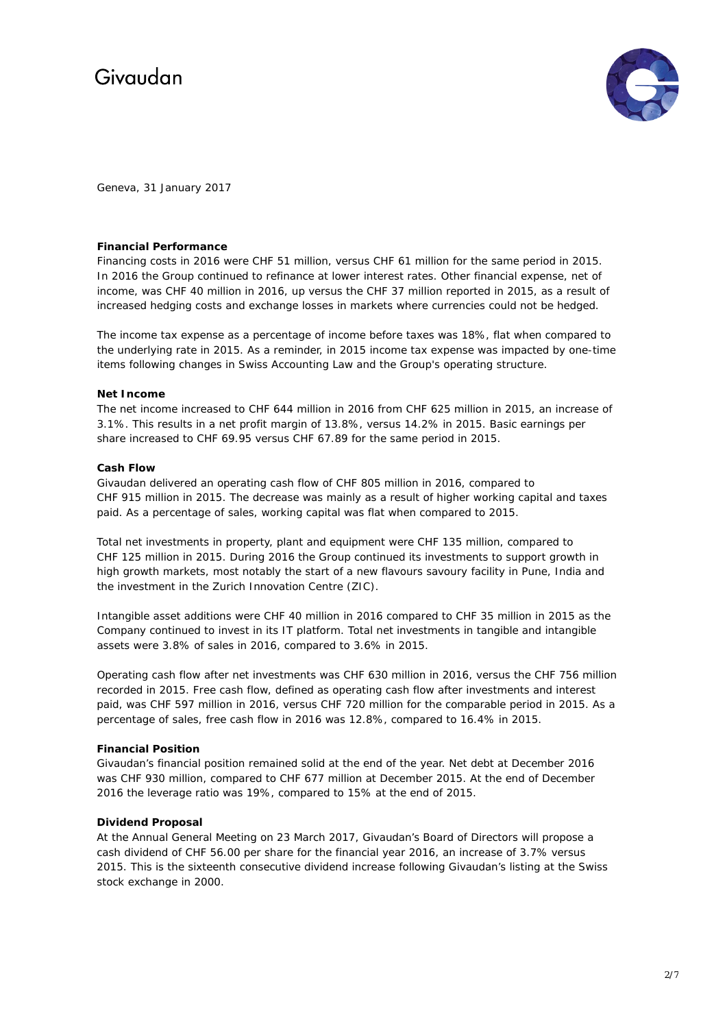Geneva, 31 January 2017

**Financial Performance**

Financing costs in 2016 were CHF 51 million, versus CHF 61 million for the same period in 2015. In 2016 the Group continued to refinance at lower interest rates. Other financial expense, net of income, was CHF 40 million in 2016, up versus the CHF 37 million reported in 2015, as a result of increased hedging costs and exchange losses in markets where currencies could not be hedged.

The income tax expense as a percentage of income before taxes was 18%, flat when compared to the underlying rate in 2015. As a reminder, in 2015 income tax expense was impacted by one-time items following changes in Swiss Accounting Law and the Group's operating structure.

**Net Income**

The net income increased to CHF 644 million in 2016 from CHF 625 million in 2015, an increase of 3.1%. This results in a net profit margin of 13.8%, versus 14.2% in 2015. Basic earnings per share increased to CHF 69.95 versus CHF 67.89 for the same period in 2015.

**Cash Flow**

Givaudan delivered an operating cash flow of CHF 805 million in 2016, compared to CHF 915 million in 2015. The decrease was mainly as a result of higher working capital and taxes paid. As a percentage of sales, working capital was flat when compared to 2015.

Total net investments in property, plant and equipment were CHF 135 million, compared to CHF 125 million in 2015. During 2016 the Group continued its investments to support growth in high growth markets, most notably the start of a new flavours savoury facility in Pune, India and the investment in the Zurich Innovation Centre (ZIC).

Intangible asset additions were CHF 40 million in 2016 compared to CHF 35 million in 2015 as the Company continued to invest in its IT platform. Total net investments in tangible and intangible assets were 3.8% of sales in 2016, compared to 3.6% in 2015.

Operating cash flow after net investments was CHF 630 million in 2016, versus the CHF 756 million recorded in 2015. Free cash flow, defined as operating cash flow after investments and interest paid, was CHF 597 million in 2016, versus CHF 720 million for the comparable period in 2015. As a percentage of sales, free cash flow in 2016 was 12.8%, compared to 16.4% in 2015.

**Financial Position**

Givaudan's financial position remained solid at the end of the year. Net debt at December 2016 was CHF 930 million, compared to CHF 677 million at December 2015. At the end of December 2016 the leverage ratio was 19%, compared to 15% at the end of 2015.

**Dividend Proposal**

At the Annual General Meeting on 23 March 2017, Givaudan's Board of Directors will propose a cash dividend of CHF 56.00 per share for the financial year 2016, an increase of 3.7% versus 2015. This is the sixteenth consecutive dividend increase following Givaudan's listing at the Swiss stock exchange in 2000.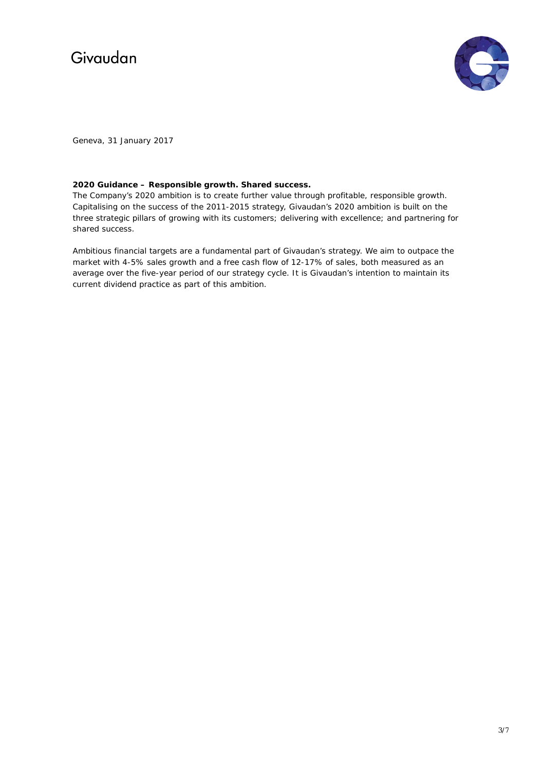Geneva, 31 January 2017

**2020 Guidance – Responsible growth. Shared success.**

The Company's 2020 ambition is to create further value through profitable, responsible growth. Capitalising on the success of the 2011-2015 strategy, Givaudan's 2020 ambition is built on the three strategic pillars of growing with its customers; delivering with excellence; and partnering for shared success.

Ambitious financial targets are a fundamental part of Givaudan's strategy. We aim to outpace the market with 4-5% sales growth and a free cash flow of 12-17% of sales, both measured as an average over the five-year period of our strategy cycle. It is Givaudan's intention to maintain its current dividend practice as part of this ambition.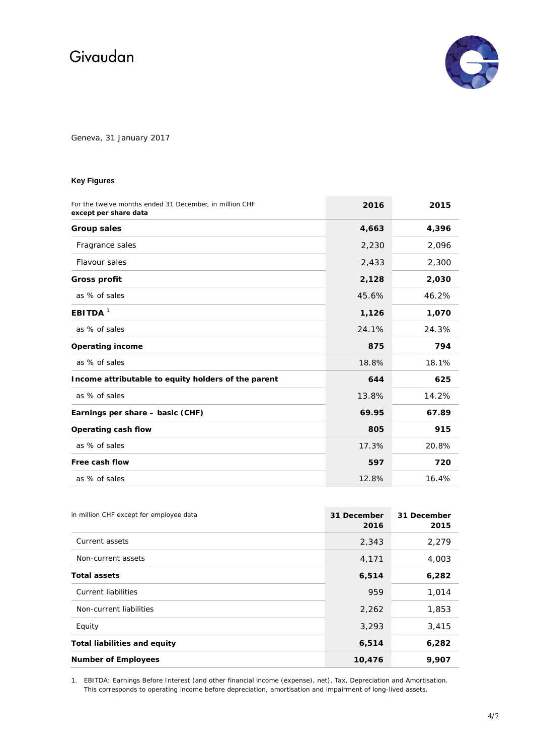Givaudan

Geneva, 31 January 2017

**Key Figures**

| For the twelve months ended 31 December, in million CHF **except per share data** | **2016** | **2015** |
|---|---|---|
| **Group sales** | **4,663** | **4,396** |
| Fragrance sales | 2,230 | 2,096 |
| Flavour sales | 2,433 | 2,300 |
| **Gross profit** | **2,128** | **2,030** |
| as % of sales | 45.6% | 46.2% |
| **EBITDA** [1] | **1,126** | **1,070** |
| as % of sales | 24.1% | 24.3% |
| **Operating income** | **875** | **794** |
| as % of sales | 18.8% | 18.1% |
| **Income attributable to equity holders of the parent** | **644** | **625** |
| as % of sales | 13.8% | 14.2% |
| **Earnings per share – basic (CHF)** | **69.95** | **67.89** |
| **Operating cash flow** | **805** | **915** |
| as % of sales | 17.3% | 20.8% |
| **Free cash flow** | **597** | **720** |
| as % of sales | 12.8% | 16.4% |

| in million CHF except for employee data | **31 December 2016** | **31 December 2015** |
|---|---|---|
| Current assets | 2,343 | 2,279 |
| Non-current assets | 4,171 | 4,003 |
| **Total assets** | **6,514** | **6,282** |
| Current liabilities | 959 | 1,014 |
| Non-current liabilities | 2,262 | 1,853 |
| Equity | 3,293 | 3,415 |
| **Total liabilities and equity** | **6,514** | **6,282** |
| **Number of Employees** | **10,476** | **9,907** |

1. EBITDA: Earnings Before Interest (and other financial income (expense), net), Tax, Depreciation and Amortisation. This corresponds to operating income before depreciation, amortisation and impairment of long-lived assets.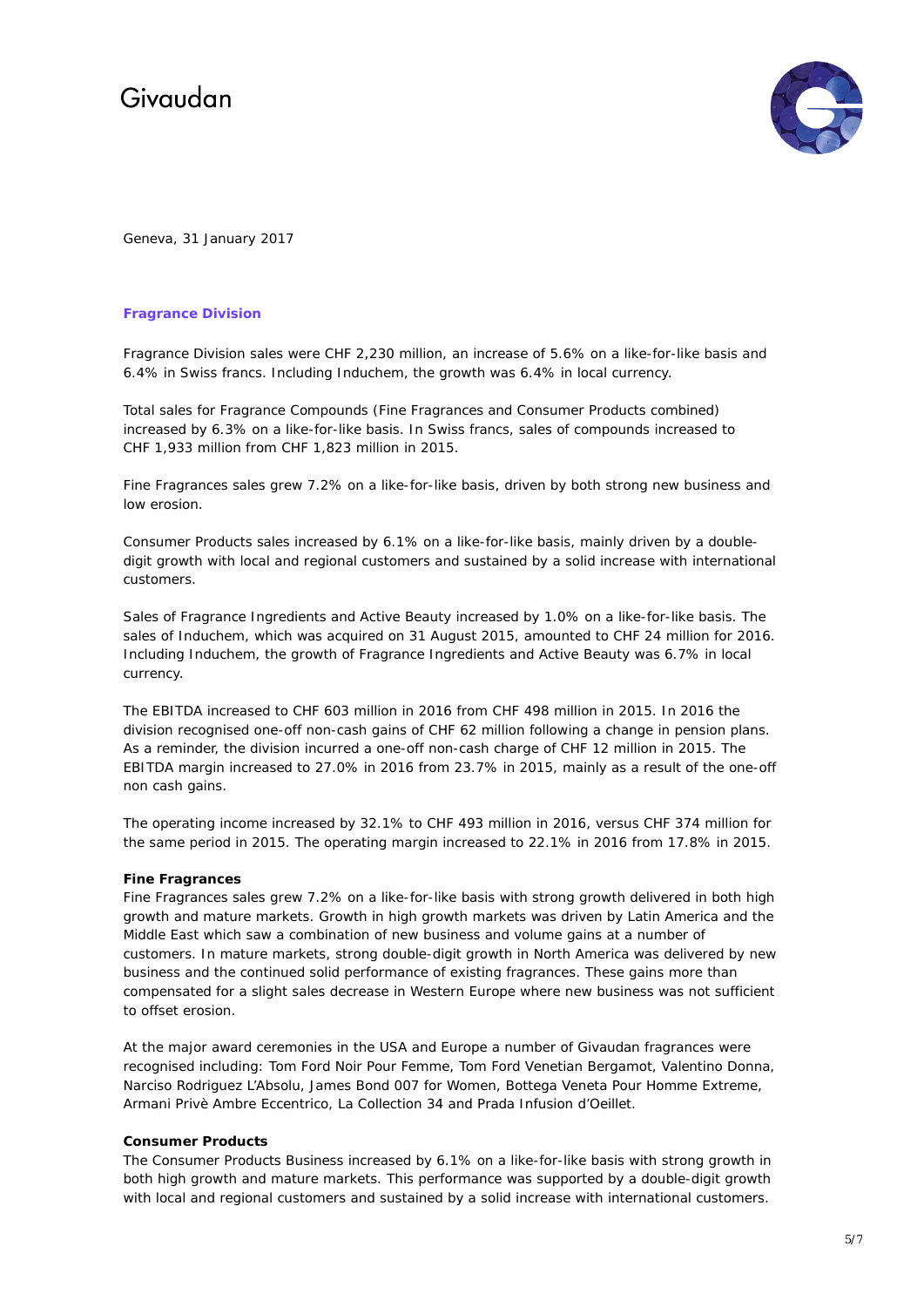Givaudan

Geneva, 31 January 2017

## Fragrance Division

Fragrance Division sales were CHF 2,230 million, an increase of 5.6% on a like-for-like basis and 6.4% in Swiss francs. Including Induchem, the growth was 6.4% in local currency.

Total sales for Fragrance Compounds (Fine Fragrances and Consumer Products combined) increased by 6.3% on a like-for-like basis. In Swiss francs, sales of compounds increased to CHF 1,933 million from CHF 1,823 million in 2015.

Fine Fragrances sales grew 7.2% on a like-for-like basis, driven by both strong new business and low erosion.

Consumer Products sales increased by 6.1% on a like-for-like basis, mainly driven by a double-digit growth with local and regional customers and sustained by a solid increase with international customers.

Sales of Fragrance Ingredients and Active Beauty increased by 1.0% on a like-for-like basis. The sales of Induchem, which was acquired on 31 August 2015, amounted to CHF 24 million for 2016. Including Induchem, the growth of Fragrance Ingredients and Active Beauty was 6.7% in local currency.

The EBITDA increased to CHF 603 million in 2016 from CHF 498 million in 2015. In 2016 the division recognised one-off non-cash gains of CHF 62 million following a change in pension plans. As a reminder, the division incurred a one-off non-cash charge of CHF 12 million in 2015. The EBITDA margin increased to 27.0% in 2016 from 23.7% in 2015, mainly as a result of the one-off non cash gains.

The operating income increased by 32.1% to CHF 493 million in 2016, versus CHF 374 million for the same period in 2015. The operating margin increased to 22.1% in 2016 from 17.8% in 2015.

### Fine Fragrances

Fine Fragrances sales grew 7.2% on a like-for-like basis with strong growth delivered in both high growth and mature markets. Growth in high growth markets was driven by Latin America and the Middle East which saw a combination of new business and volume gains at a number of customers. In mature markets, strong double-digit growth in North America was delivered by new business and the continued solid performance of existing fragrances. These gains more than compensated for a slight sales decrease in Western Europe where new business was not sufficient to offset erosion.

At the major award ceremonies in the USA and Europe a number of Givaudan fragrances were recognised including: Tom Ford Noir Pour Femme, Tom Ford Venetian Bergamot, Valentino Donna, Narciso Rodriguez L'Absolu, James Bond 007 for Women, Bottega Veneta Pour Homme Extreme, Armani Privè Ambre Eccentrico, La Collection 34 and Prada Infusion d'Oeillet.

### Consumer Products

The Consumer Products Business increased by 6.1% on a like-for-like basis with strong growth in both high growth and mature markets. This performance was supported by a double-digit growth with local and regional customers and sustained by a solid increase with international customers.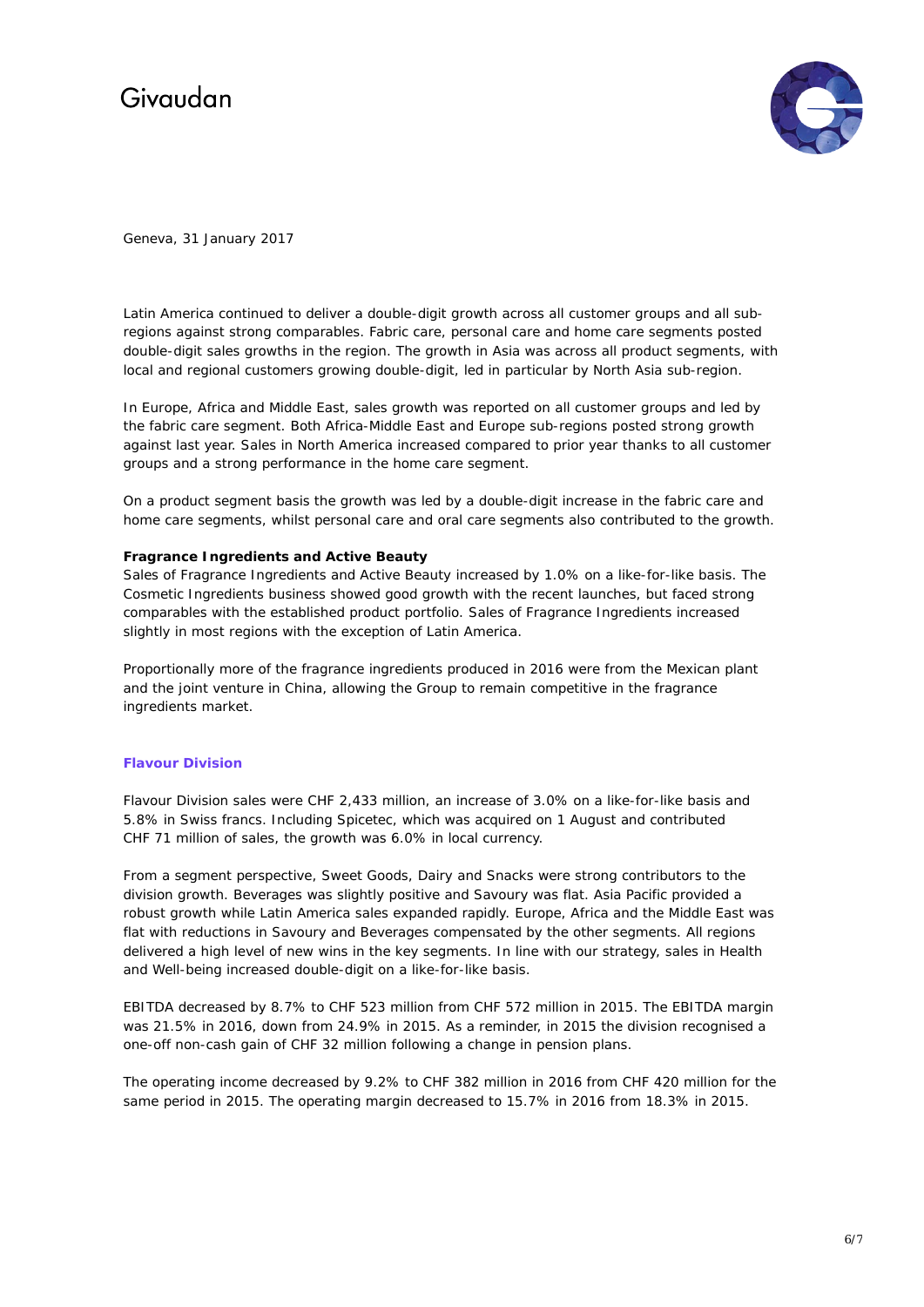Geneva, 31 January 2017

Latin America continued to deliver a double-digit growth across all customer groups and all sub-regions against strong comparables. Fabric care, personal care and home care segments posted double-digit sales growths in the region. The growth in Asia was across all product segments, with local and regional customers growing double-digit, led in particular by North Asia sub-region.

In Europe, Africa and Middle East, sales growth was reported on all customer groups and led by the fabric care segment. Both Africa-Middle East and Europe sub-regions posted strong growth against last year. Sales in North America increased compared to prior year thanks to all customer groups and a strong performance in the home care segment.

On a product segment basis the growth was led by a double-digit increase in the fabric care and home care segments, whilst personal care and oral care segments also contributed to the growth.

**Fragrance Ingredients and Active Beauty**
Sales of Fragrance Ingredients and Active Beauty increased by 1.0% on a like-for-like basis. The Cosmetic Ingredients business showed good growth with the recent launches, but faced strong comparables with the established product portfolio. Sales of Fragrance Ingredients increased slightly in most regions with the exception of Latin America.

Proportionally more of the fragrance ingredients produced in 2016 were from the Mexican plant and the joint venture in China, allowing the Group to remain competitive in the fragrance ingredients market.

## Flavour Division

Flavour Division sales were CHF 2,433 million, an increase of 3.0% on a like-for-like basis and 5.8% in Swiss francs. Including Spicetec, which was acquired on 1 August and contributed CHF 71 million of sales, the growth was 6.0% in local currency.

From a segment perspective, Sweet Goods, Dairy and Snacks were strong contributors to the division growth. Beverages was slightly positive and Savoury was flat. Asia Pacific provided a robust growth while Latin America sales expanded rapidly. Europe, Africa and the Middle East was flat with reductions in Savoury and Beverages compensated by the other segments. All regions delivered a high level of new wins in the key segments. In line with our strategy, sales in Health and Well-being increased double-digit on a like-for-like basis.

EBITDA decreased by 8.7% to CHF 523 million from CHF 572 million in 2015. The EBITDA margin was 21.5% in 2016, down from 24.9% in 2015. As a reminder, in 2015 the division recognised a one-off non-cash gain of CHF 32 million following a change in pension plans.

The operating income decreased by 9.2% to CHF 382 million in 2016 from CHF 420 million for the same period in 2015. The operating margin decreased to 15.7% in 2016 from 18.3% in 2015.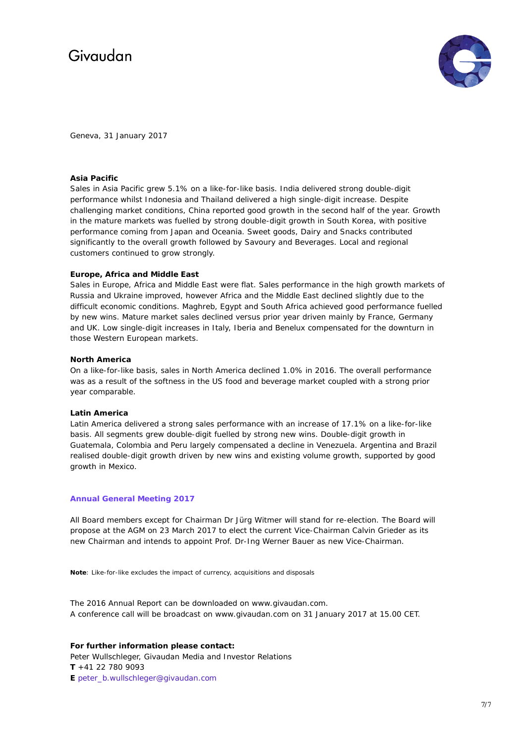Geneva, 31 January 2017

**Asia Pacific**
Sales in Asia Pacific grew 5.1% on a like-for-like basis. India delivered strong double-digit performance whilst Indonesia and Thailand delivered a high single-digit increase. Despite challenging market conditions, China reported good growth in the second half of the year. Growth in the mature markets was fuelled by strong double-digit growth in South Korea, with positive performance coming from Japan and Oceania. Sweet goods, Dairy and Snacks contributed significantly to the overall growth followed by Savoury and Beverages. Local and regional customers continued to grow strongly.

**Europe, Africa and Middle East**
Sales in Europe, Africa and Middle East were flat. Sales performance in the high growth markets of Russia and Ukraine improved, however Africa and the Middle East declined slightly due to the difficult economic conditions. Maghreb, Egypt and South Africa achieved good performance fuelled by new wins. Mature market sales declined versus prior year driven mainly by France, Germany and UK. Low single-digit increases in Italy, Iberia and Benelux compensated for the downturn in those Western European markets.

**North America**
On a like-for-like basis, sales in North America declined 1.0% in 2016. The overall performance was as a result of the softness in the US food and beverage market coupled with a strong prior year comparable.

**Latin America**
Latin America delivered a strong sales performance with an increase of 17.1% on a like-for-like basis. All segments grew double-digit fuelled by strong new wins. Double-digit growth in Guatemala, Colombia and Peru largely compensated a decline in Venezuela. Argentina and Brazil realised double-digit growth driven by new wins and existing volume growth, supported by good growth in Mexico.

## Annual General Meeting 2017

All Board members except for Chairman Dr Jürg Witmer will stand for re-election. The Board will propose at the AGM on 23 March 2017 to elect the current Vice-Chairman Calvin Grieder as its new Chairman and intends to appoint Prof. Dr-Ing Werner Bauer as new Vice-Chairman.

**Note**: Like-for-like excludes the impact of currency, acquisitions and disposals

The 2016 Annual Report can be downloaded on www.givaudan.com.
A conference call will be broadcast on www.givaudan.com on 31 January 2017 at 15.00 CET.

**For further information please contact:**
Peter Wullschleger, Givaudan Media and Investor Relations
**T** +41 22 780 9093
**E** peter_b.wullschleger@givaudan.com